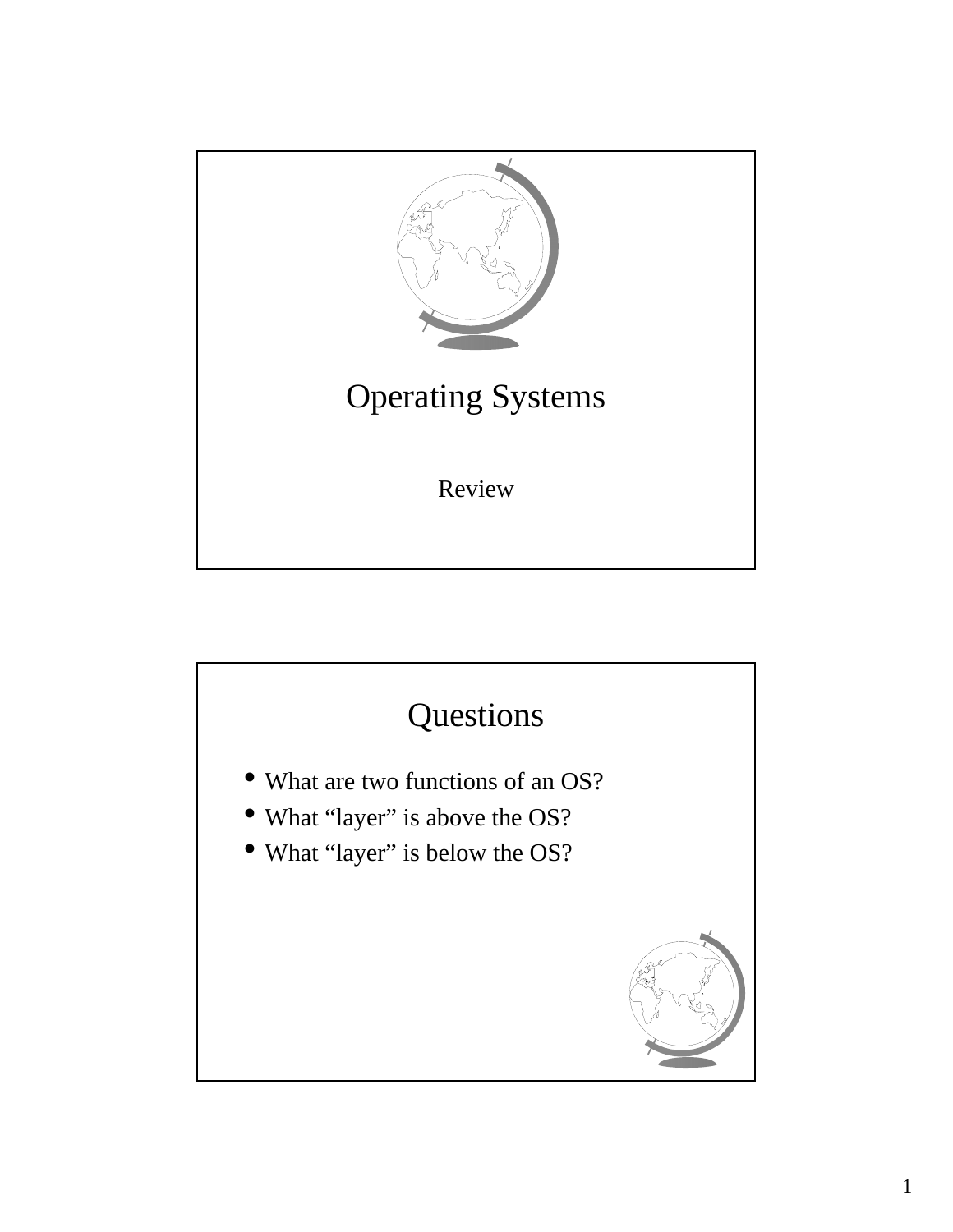# Operating Systems

Review

## Questions

- What are two functions of an OS?
- What "layer" is above the OS?
- What "layer" is below the OS?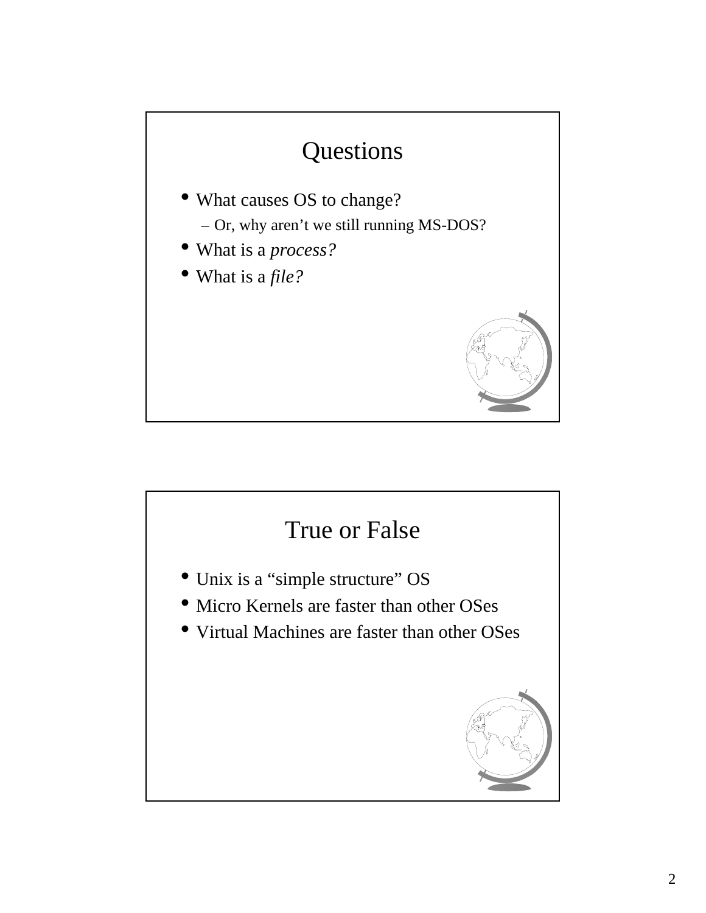## Questions

- What causes OS to change?
  - Or, why aren't we still running MS-DOS?
- What is a *process?*
- What is a *file?*

## True or False

- Unix is a "simple structure" OS
- Micro Kernels are faster than other OSes
- Virtual Machines are faster than other OSes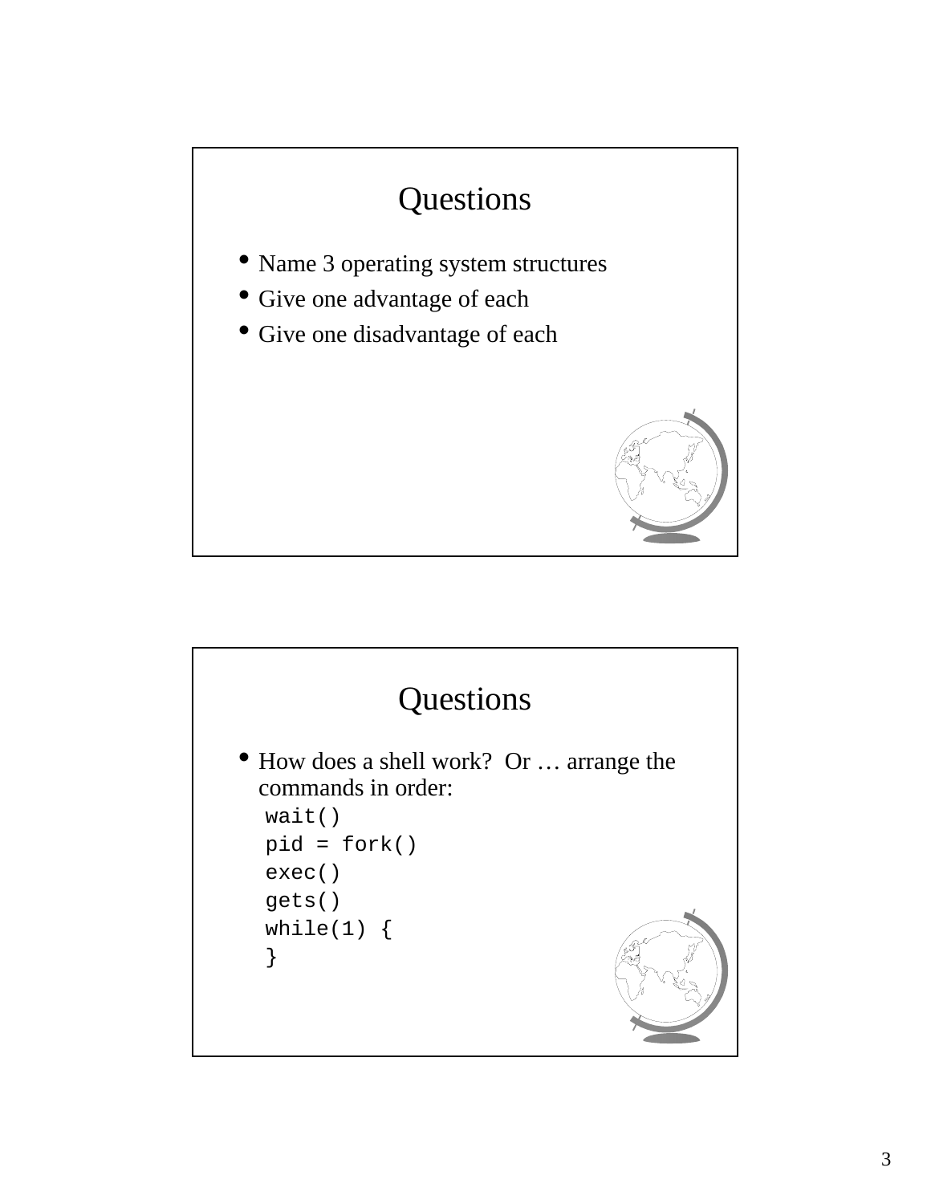## Questions

- Name 3 operating system structures
- Give one advantage of each
- Give one disadvantage of each

## Questions

- How does a shell work? Or … arrange the commands in order:

```
wait()
pid = fork()
exec()
gets()
while(1) {
}
```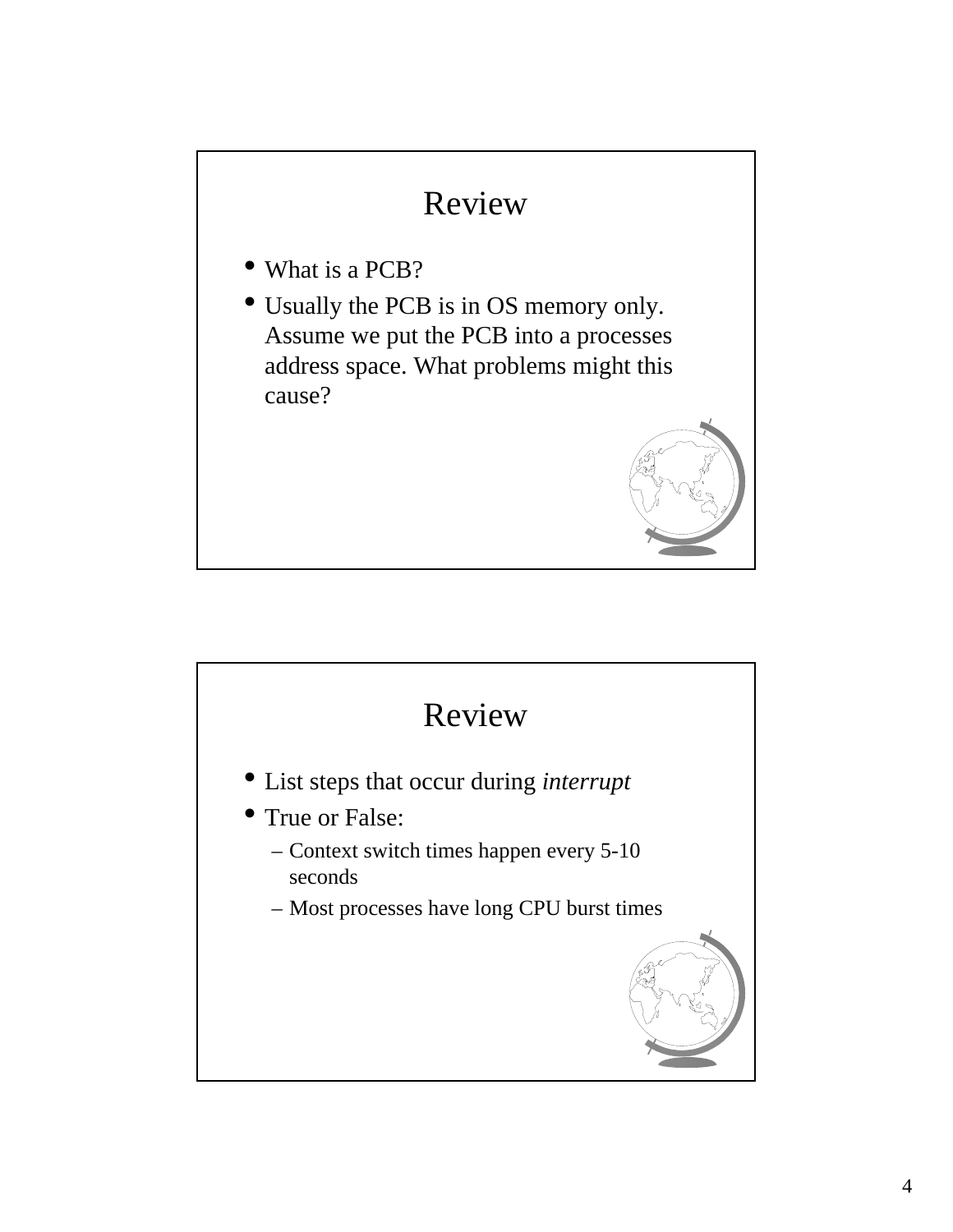## Review

- What is a PCB?
- Usually the PCB is in OS memory only. Assume we put the PCB into a processes address space. What problems might this cause?

## Review

- List steps that occur during *interrupt*
- True or False:
  - Context switch times happen every 5-10 seconds
  - Most processes have long CPU burst times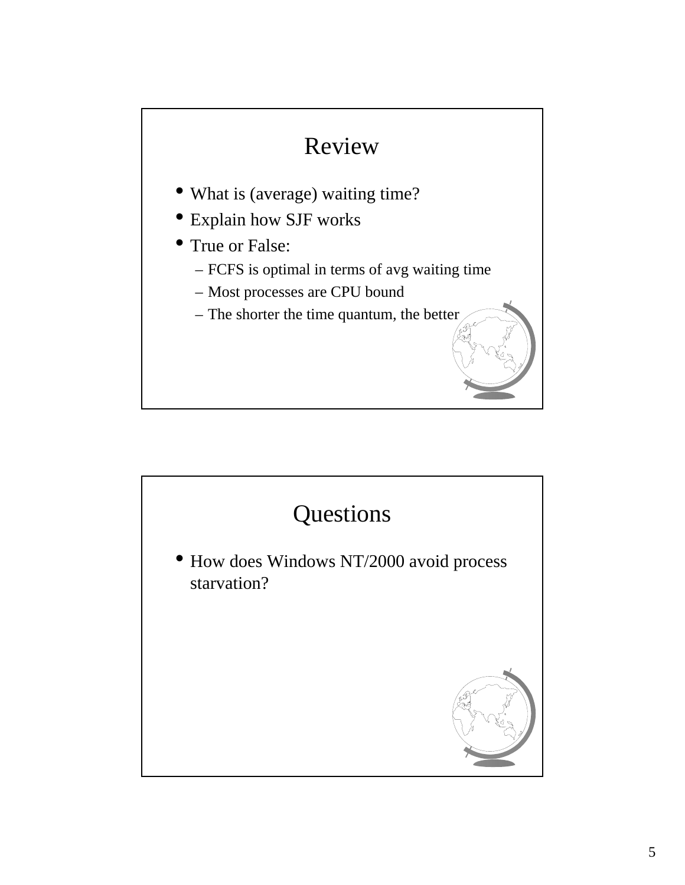## Review

- What is (average) waiting time?
- Explain how SJF works
- True or False:
  - FCFS is optimal in terms of avg waiting time
  - Most processes are CPU bound
  - The shorter the time quantum, the better

## Questions

- How does Windows NT/2000 avoid process starvation?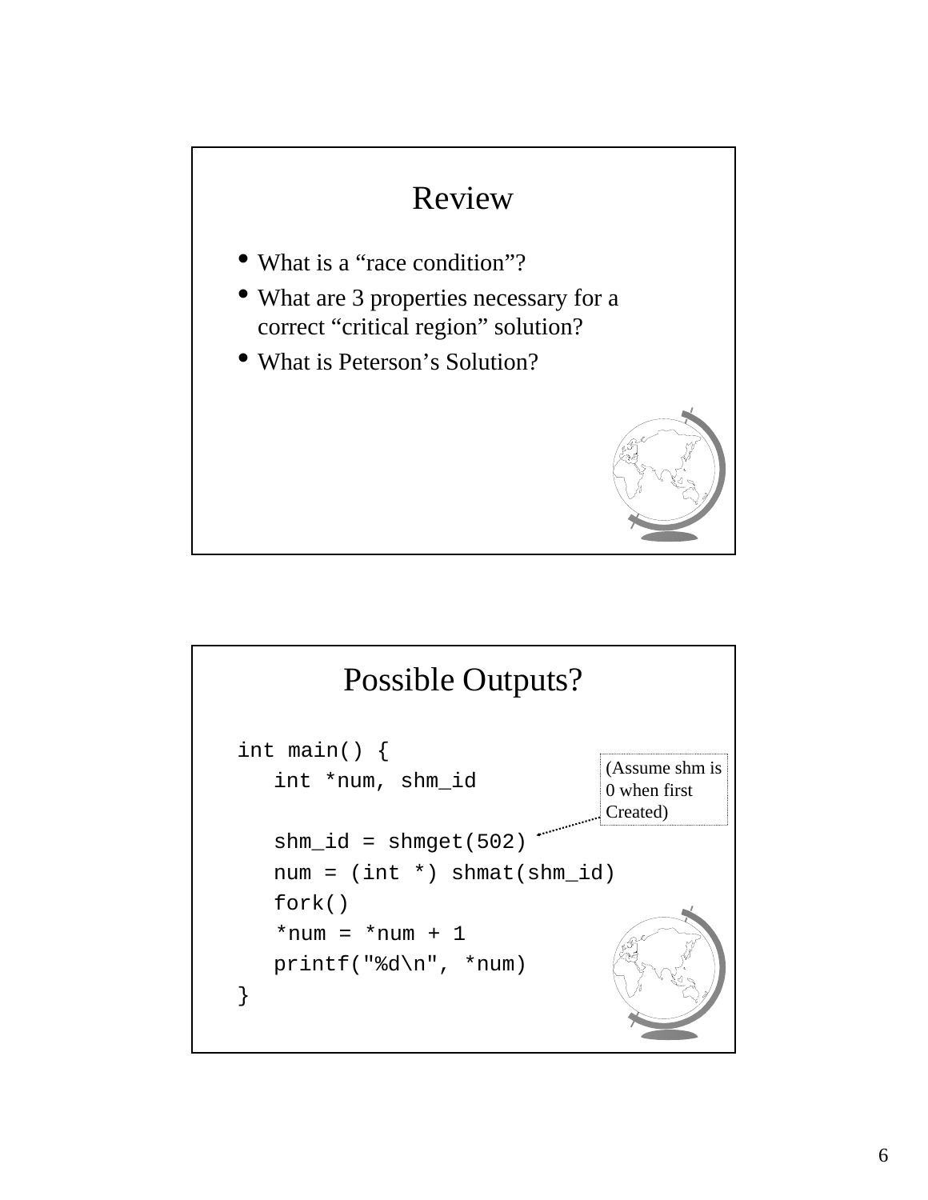# Review

- What is a "race condition"?
- What are 3 properties necessary for a correct "critical region" solution?
- What is Peterson's Solution?

# Possible Outputs?

```
int main() {
   int *num, shm_id

   shm_id = shmget(502)
   num = (int *) shmat(shm_id)
   fork()
   *num = *num + 1
   printf("%d\n", *num)
}
```

(Assume shm is 0 when first Created)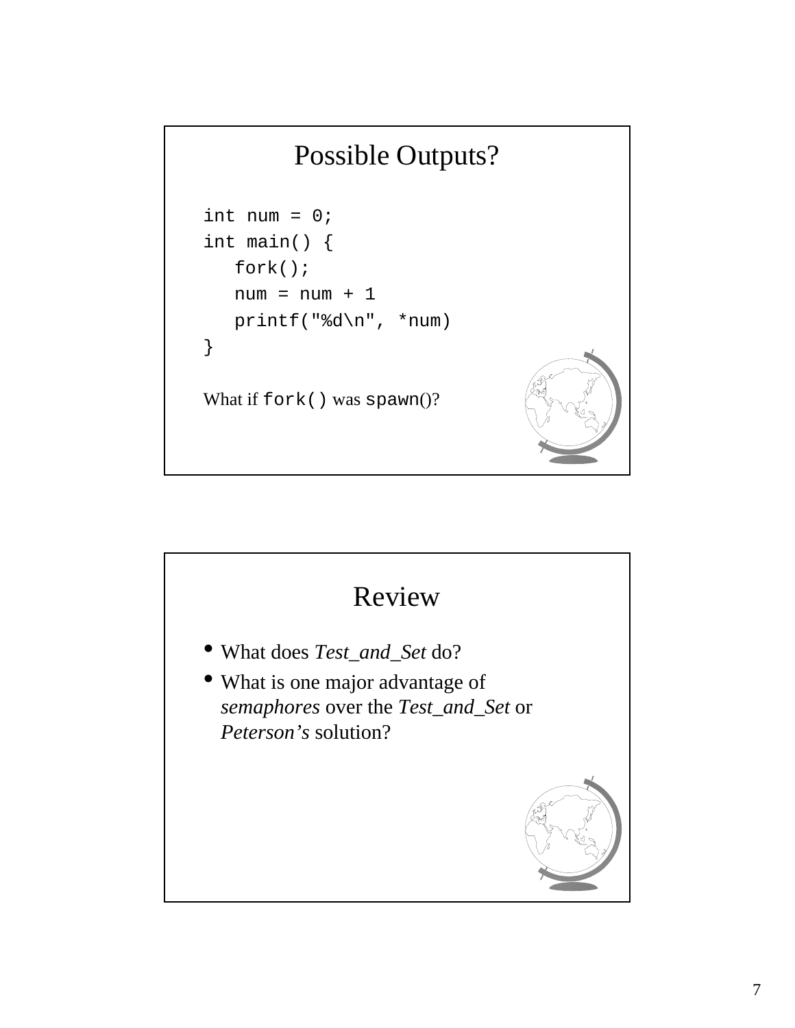## Possible Outputs?

```
int num = 0;
int main() {
   fork();
   num = num + 1
   printf("%d\n", *num)
}
```

What if `fork()` was `spawn()`?

## Review

- What does *Test_and_Set* do?
- What is one major advantage of *semaphores* over the *Test_and_Set* or *Peterson's* solution?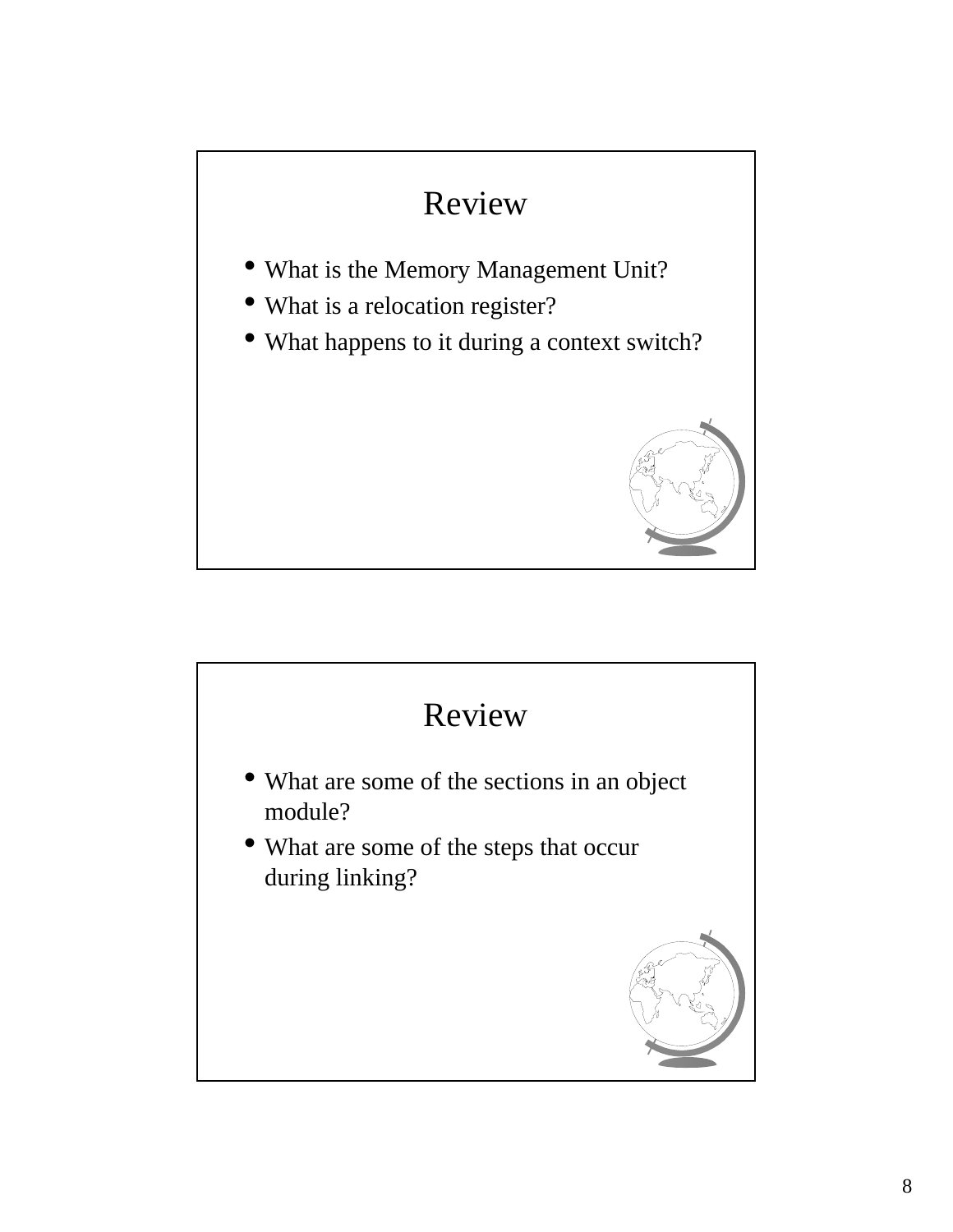## Review

- What is the Memory Management Unit?
- What is a relocation register?
- What happens to it during a context switch?

## Review

- What are some of the sections in an object module?
- What are some of the steps that occur during linking?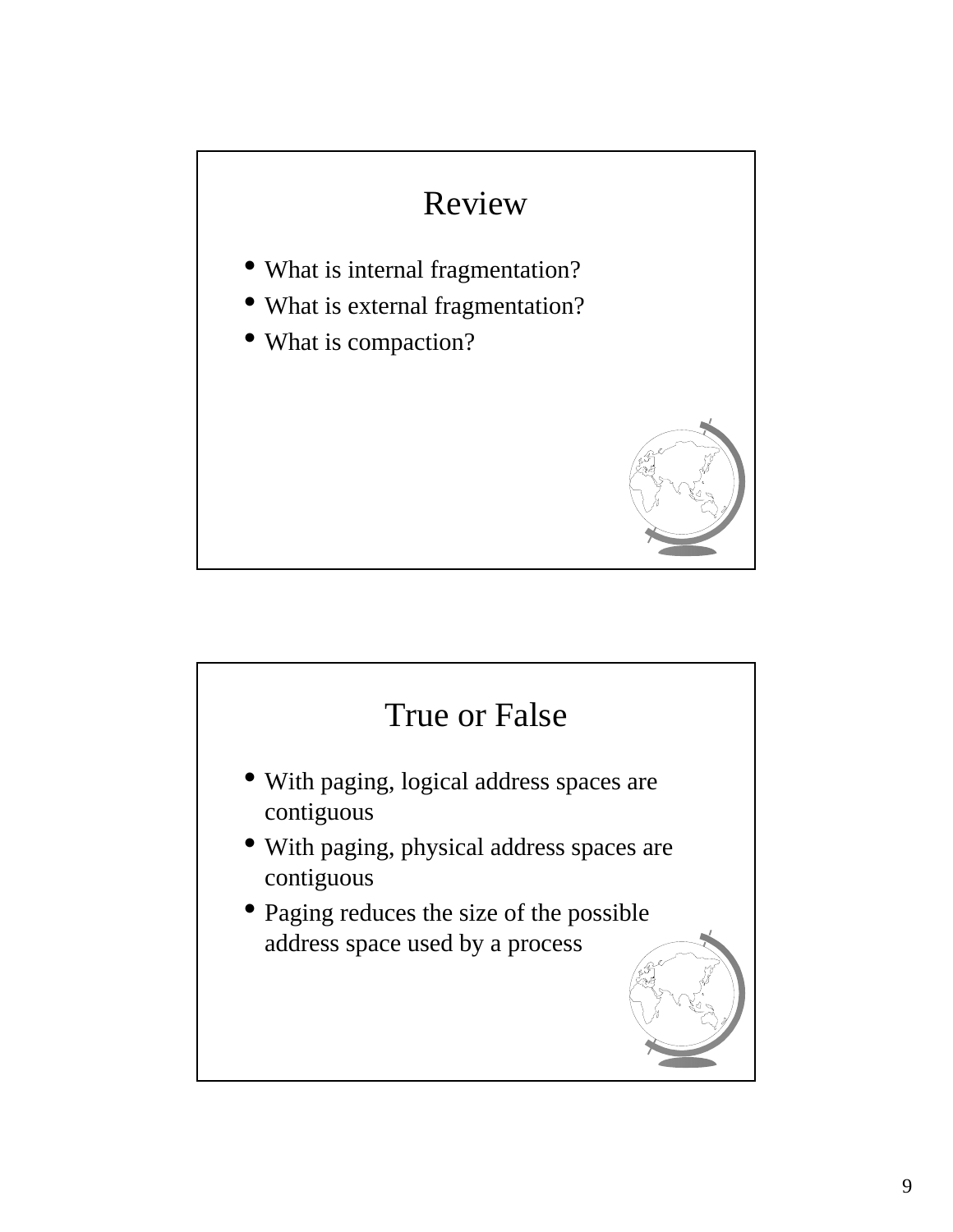## Review

- What is internal fragmentation?
- What is external fragmentation?
- What is compaction?

## True or False

- With paging, logical address spaces are contiguous
- With paging, physical address spaces are contiguous
- Paging reduces the size of the possible address space used by a process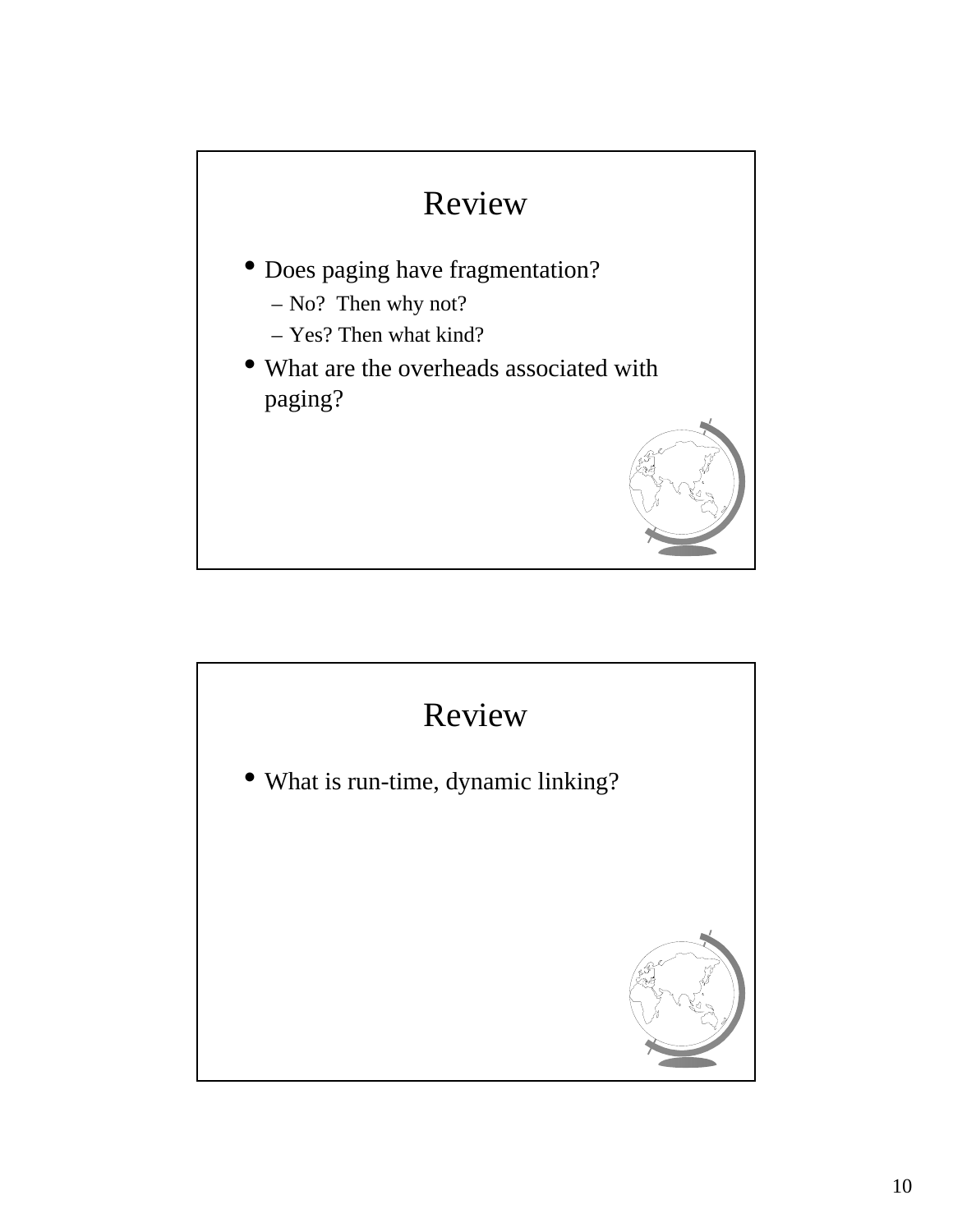## Review

- Does paging have fragmentation?
  - No? Then why not?
  - Yes? Then what kind?
- What are the overheads associated with paging?

## Review

- What is run-time, dynamic linking?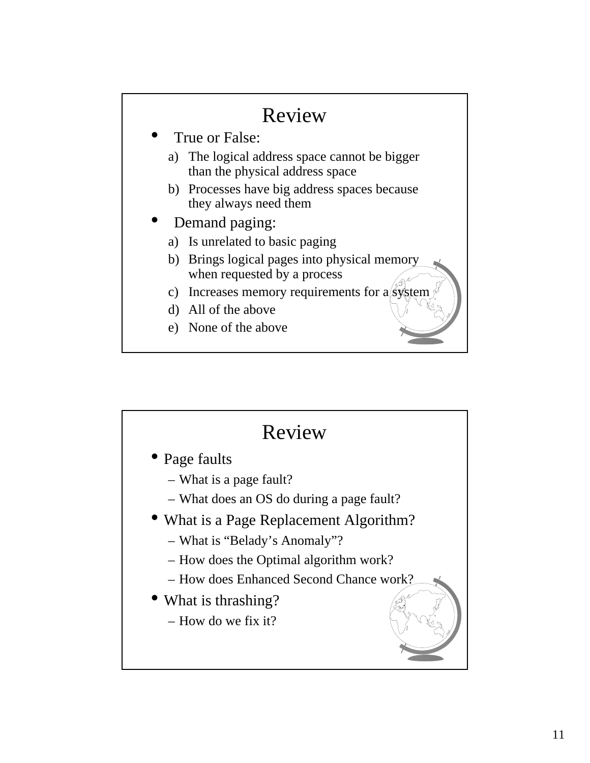# Review

- True or False:
  a) The logical address space cannot be bigger than the physical address space
  b) Processes have big address spaces because they always need them
- Demand paging:
  a) Is unrelated to basic paging
  b) Brings logical pages into physical memory when requested by a process
  c) Increases memory requirements for a system
  d) All of the above
  e) None of the above

# Review

- Page faults
  - What is a page fault?
  - What does an OS do during a page fault?
- What is a Page Replacement Algorithm?
  - What is “Belady’s Anomaly”?
  - How does the Optimal algorithm work?
  - How does Enhanced Second Chance work?
- What is thrashing?
  - How do we fix it?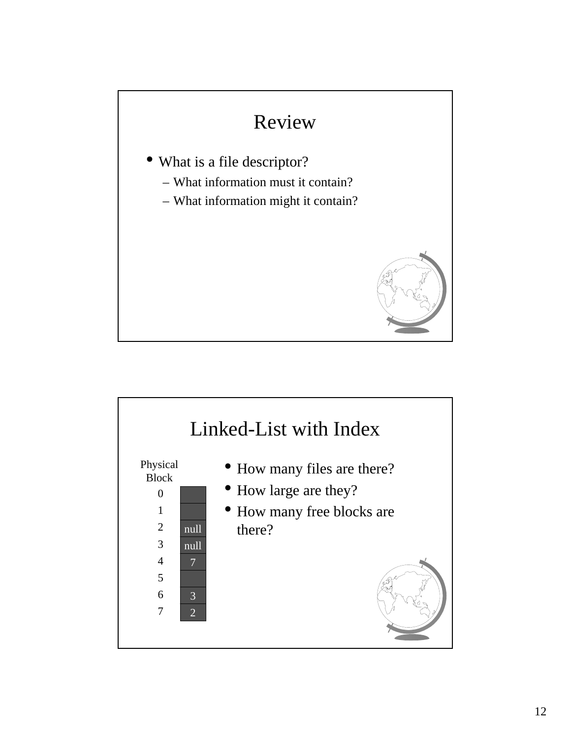# Review

- What is a file descriptor?
  - What information must it contain?
  - What information might it contain?

# Linked-List with Index

| Physical Block | |
|---|---|
| 0 | |
| 1 | |
| 2 | null |
| 3 | null |
| 4 | 7 |
| 5 | |
| 6 | 3 |
| 7 | 2 |

- How many files are there?
- How large are they?
- How many free blocks are there?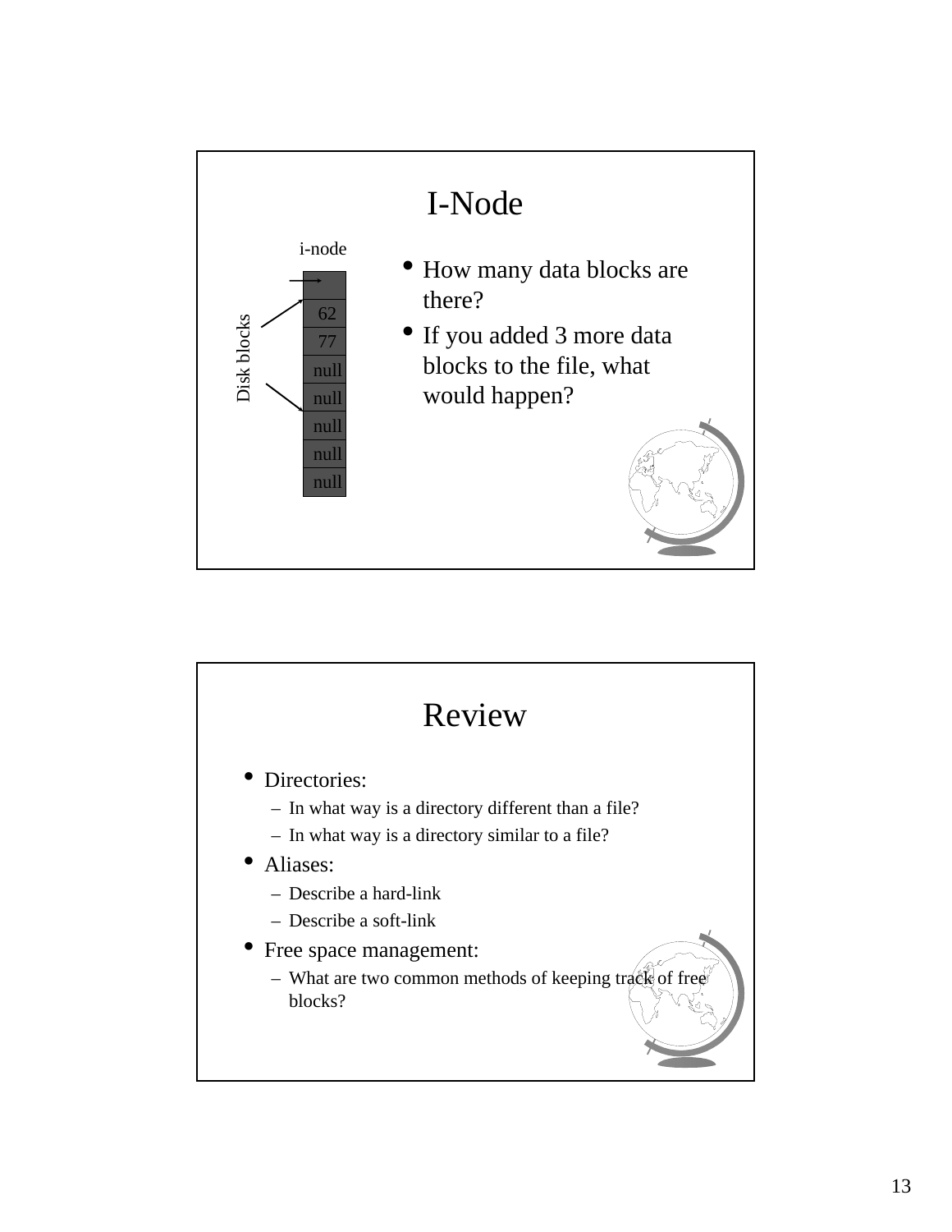# I-Node

i-node

Disk blocks

|  |
|---|
|  |
| 62 |
| 77 |
| null |
| null |
| null |
| null |
| null |

- How many data blocks are there?
- If you added 3 more data blocks to the file, what would happen?

# Review

- Directories:
  - In what way is a directory different than a file?
  - In what way is a directory similar to a file?
- Aliases:
  - Describe a hard-link
  - Describe a soft-link
- Free space management:
  - What are two common methods of keeping track of free blocks?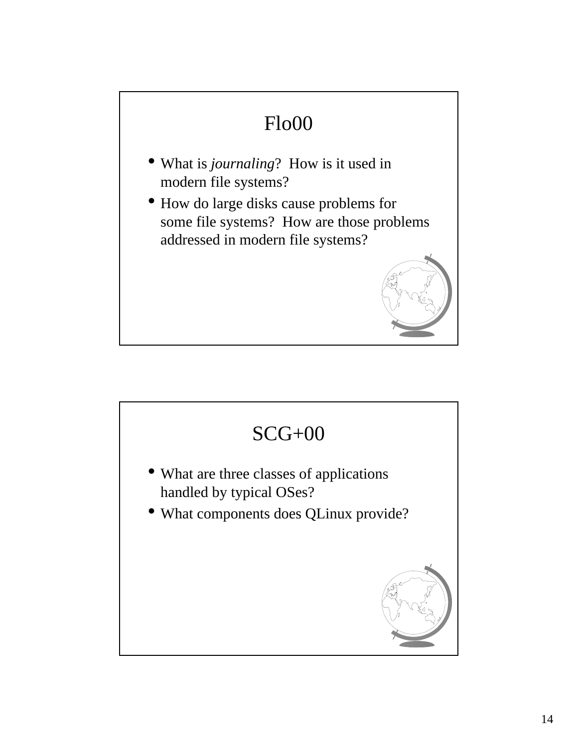# Flo00

- What is *journaling*? How is it used in modern file systems?
- How do large disks cause problems for some file systems? How are those problems addressed in modern file systems?

# SCG+00

- What are three classes of applications handled by typical OSes?
- What components does QLinux provide?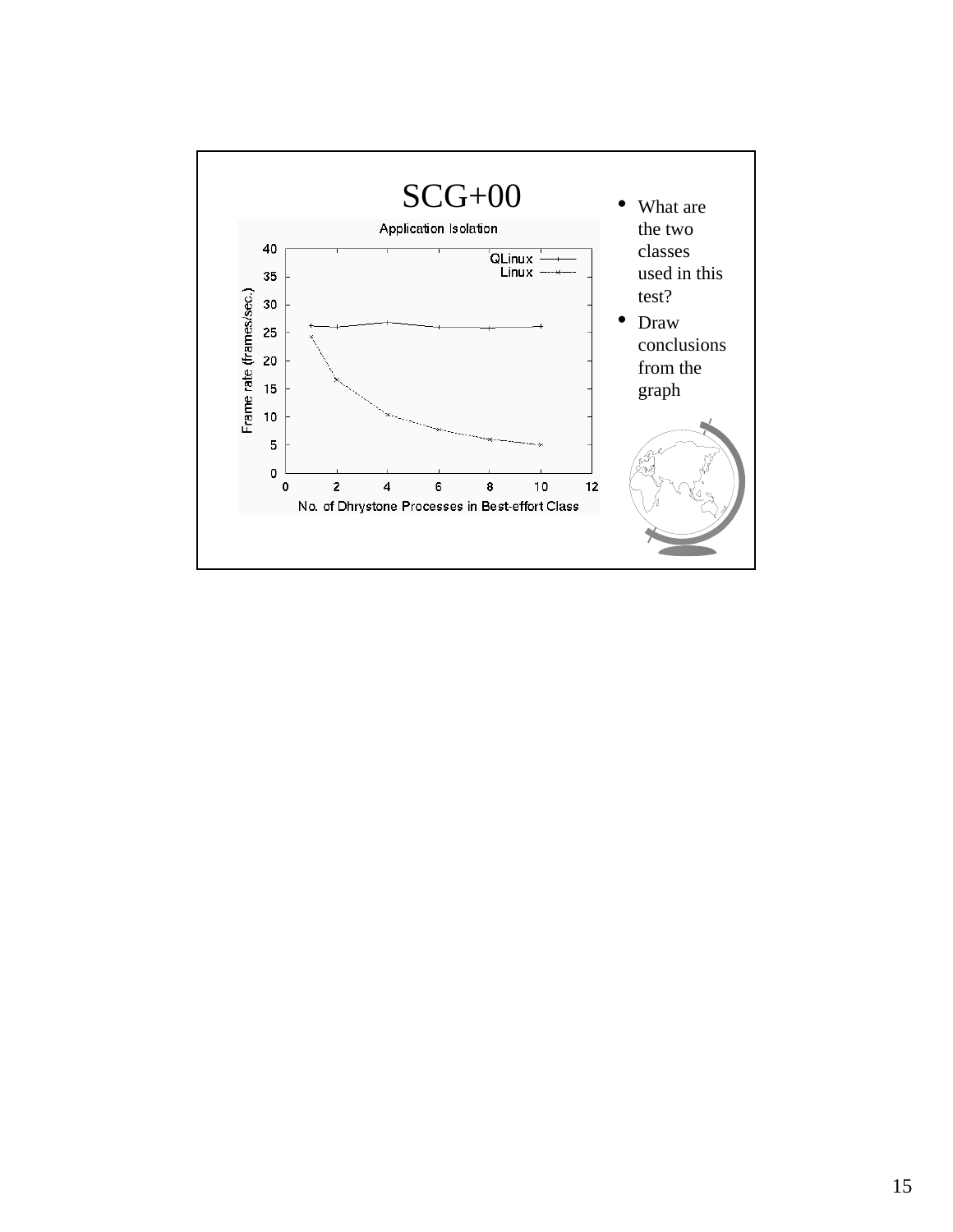# SCG+00

Application Isolation

QLinux
Linux

Frame rate (frames/sec.)

40
35
30
25
20
15
10
5
0

0 2 4 6 8 10 12

No. of Dhrystone Processes in Best-effort Class

- What are the two classes used in this test?
- Draw conclusions from the graph